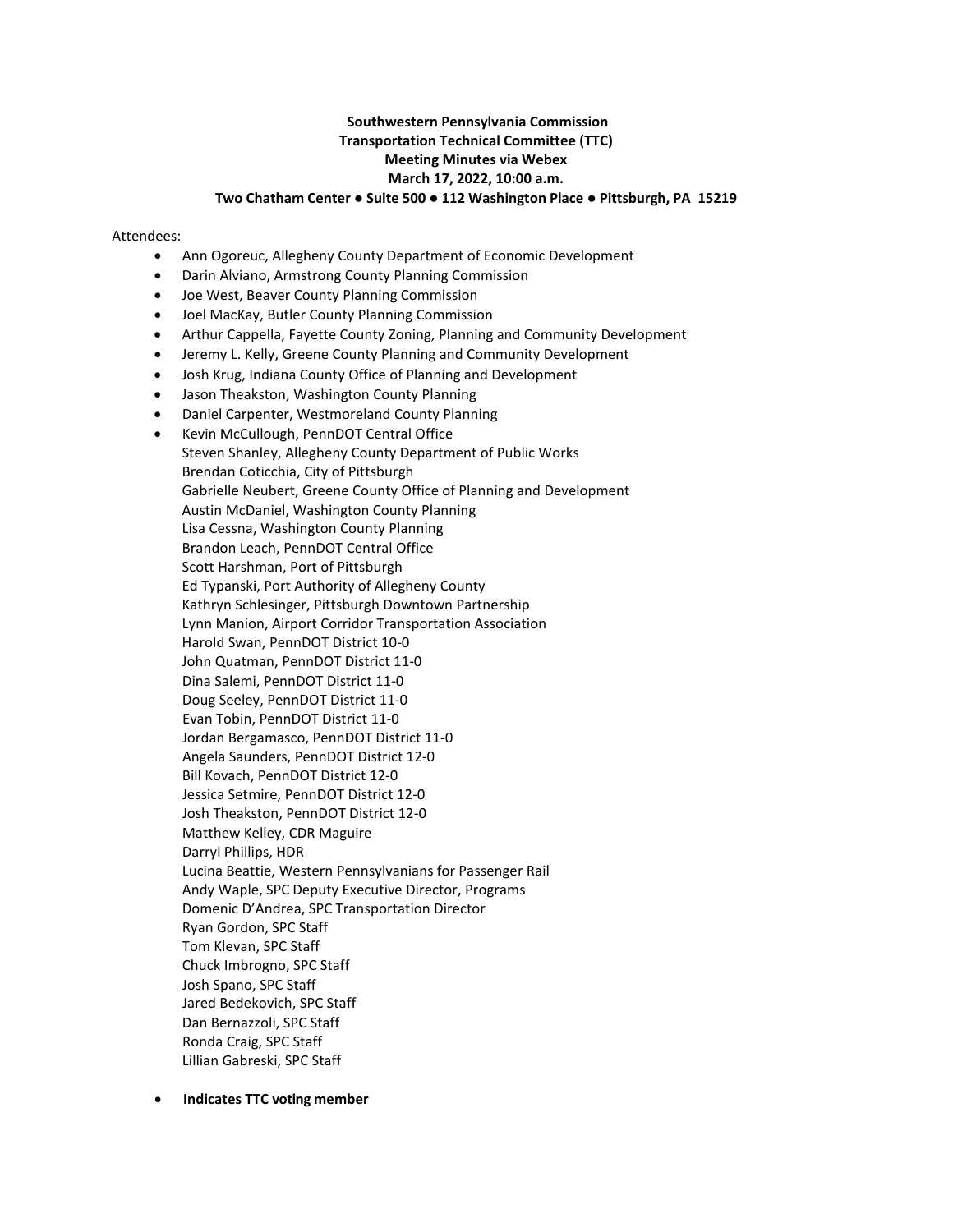**Southwestern Pennsylvania Commission**
**Transportation Technical Committee (TTC)**
**Meeting Minutes via Webex**
**March 17, 2022, 10:00 a.m.**
**Two Chatham Center ● Suite 500 ● 112 Washington Place ● Pittsburgh, PA 15219**

Attendees:

- Ann Ogoreuc, Allegheny County Department of Economic Development
- Darin Alviano, Armstrong County Planning Commission
- Joe West, Beaver County Planning Commission
- Joel MacKay, Butler County Planning Commission
- Arthur Cappella, Fayette County Zoning, Planning and Community Development
- Jeremy L. Kelly, Greene County Planning and Community Development
- Josh Krug, Indiana County Office of Planning and Development
- Jason Theakston, Washington County Planning
- Daniel Carpenter, Westmoreland County Planning
- Kevin McCullough, PennDOT Central Office

Steven Shanley, Allegheny County Department of Public Works
Brendan Coticchia, City of Pittsburgh
Gabrielle Neubert, Greene County Office of Planning and Development
Austin McDaniel, Washington County Planning
Lisa Cessna, Washington County Planning
Brandon Leach, PennDOT Central Office
Scott Harshman, Port of Pittsburgh
Ed Typanski, Port Authority of Allegheny County
Kathryn Schlesinger, Pittsburgh Downtown Partnership
Lynn Manion, Airport Corridor Transportation Association
Harold Swan, PennDOT District 10-0
John Quatman, PennDOT District 11-0
Dina Salemi, PennDOT District 11-0
Doug Seeley, PennDOT District 11-0
Evan Tobin, PennDOT District 11-0
Jordan Bergamasco, PennDOT District 11-0
Angela Saunders, PennDOT District 12-0
Bill Kovach, PennDOT District 12-0
Jessica Setmire, PennDOT District 12-0
Josh Theakston, PennDOT District 12-0
Matthew Kelley, CDR Maguire
Darryl Phillips, HDR
Lucina Beattie, Western Pennsylvanians for Passenger Rail
Andy Waple, SPC Deputy Executive Director, Programs
Domenic D'Andrea, SPC Transportation Director
Ryan Gordon, SPC Staff
Tom Klevan, SPC Staff
Chuck Imbrogno, SPC Staff
Josh Spano, SPC Staff
Jared Bedekovich, SPC Staff
Dan Bernazzoli, SPC Staff
Ronda Craig, SPC Staff
Lillian Gabreski, SPC Staff

- **Indicates TTC voting member**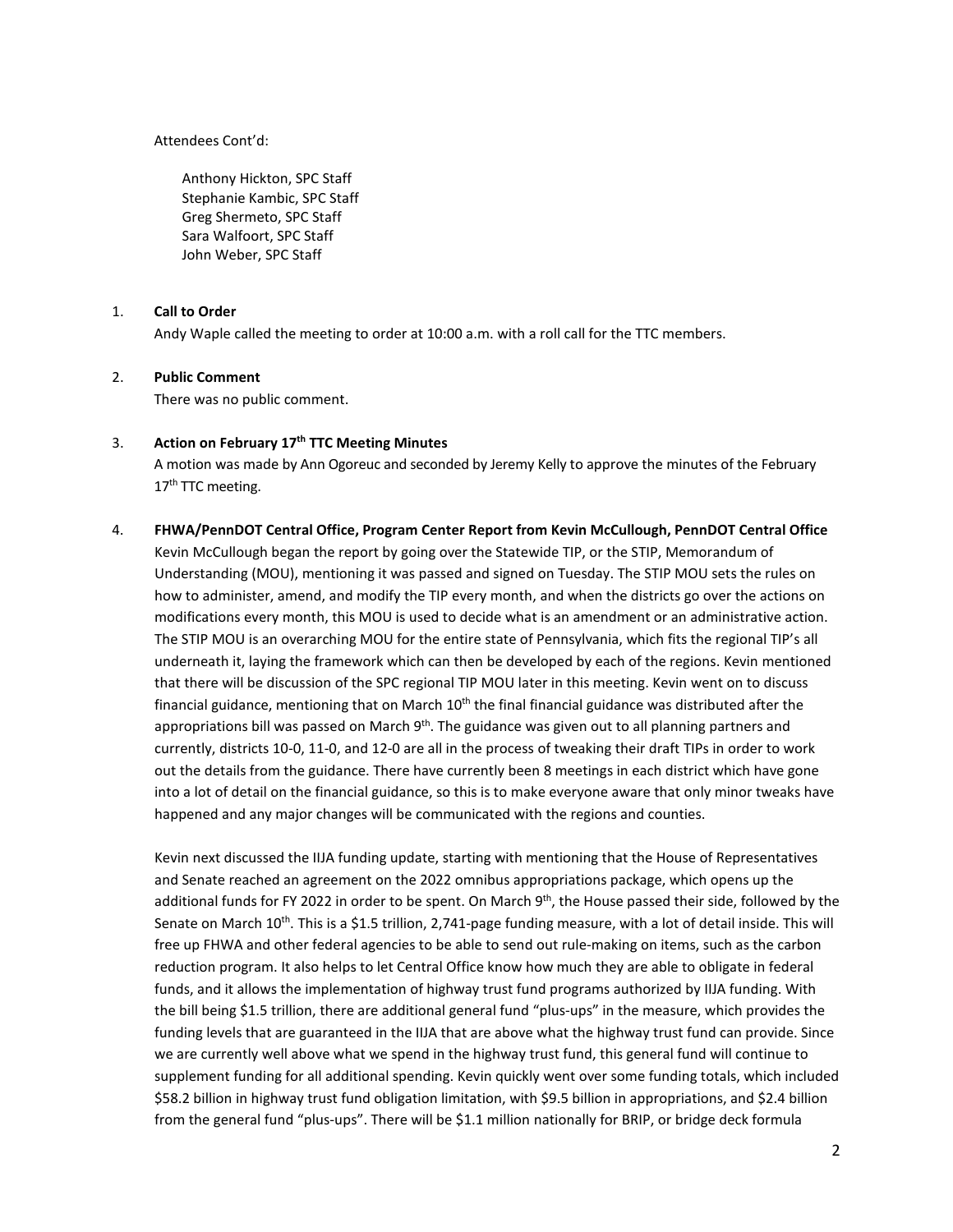Attendees Cont'd:

Anthony Hickton, SPC Staff
Stephanie Kambic, SPC Staff
Greg Shermeto, SPC Staff
Sara Walfoort, SPC Staff
John Weber, SPC Staff

1. **Call to Order**

   Andy Waple called the meeting to order at 10:00 a.m. with a roll call for the TTC members.

2. **Public Comment**

   There was no public comment.

3. **Action on February 17th TTC Meeting Minutes**

   A motion was made by Ann Ogoreuc and seconded by Jeremy Kelly to approve the minutes of the February 17th TTC meeting.

4. **FHWA/PennDOT Central Office, Program Center Report from Kevin McCullough, PennDOT Central Office**

   Kevin McCullough began the report by going over the Statewide TIP, or the STIP, Memorandum of Understanding (MOU), mentioning it was passed and signed on Tuesday. The STIP MOU sets the rules on how to administer, amend, and modify the TIP every month, and when the districts go over the actions on modifications every month, this MOU is used to decide what is an amendment or an administrative action. The STIP MOU is an overarching MOU for the entire state of Pennsylvania, which fits the regional TIP's all underneath it, laying the framework which can then be developed by each of the regions. Kevin mentioned that there will be discussion of the SPC regional TIP MOU later in this meeting. Kevin went on to discuss financial guidance, mentioning that on March 10th the final financial guidance was distributed after the appropriations bill was passed on March 9th. The guidance was given out to all planning partners and currently, districts 10-0, 11-0, and 12-0 are all in the process of tweaking their draft TIPs in order to work out the details from the guidance. There have currently been 8 meetings in each district which have gone into a lot of detail on the financial guidance, so this is to make everyone aware that only minor tweaks have happened and any major changes will be communicated with the regions and counties.

   Kevin next discussed the IIJA funding update, starting with mentioning that the House of Representatives and Senate reached an agreement on the 2022 omnibus appropriations package, which opens up the additional funds for FY 2022 in order to be spent. On March 9th, the House passed their side, followed by the Senate on March 10th. This is a $1.5 trillion, 2,741-page funding measure, with a lot of detail inside. This will free up FHWA and other federal agencies to be able to send out rule-making on items, such as the carbon reduction program. It also helps to let Central Office know how much they are able to obligate in federal funds, and it allows the implementation of highway trust fund programs authorized by IIJA funding. With the bill being $1.5 trillion, there are additional general fund "plus-ups" in the measure, which provides the funding levels that are guaranteed in the IIJA that are above what the highway trust fund can provide. Since we are currently well above what we spend in the highway trust fund, this general fund will continue to supplement funding for all additional spending. Kevin quickly went over some funding totals, which included $58.2 billion in highway trust fund obligation limitation, with $9.5 billion in appropriations, and $2.4 billion from the general fund "plus-ups". There will be $1.1 million nationally for BRIP, or bridge deck formula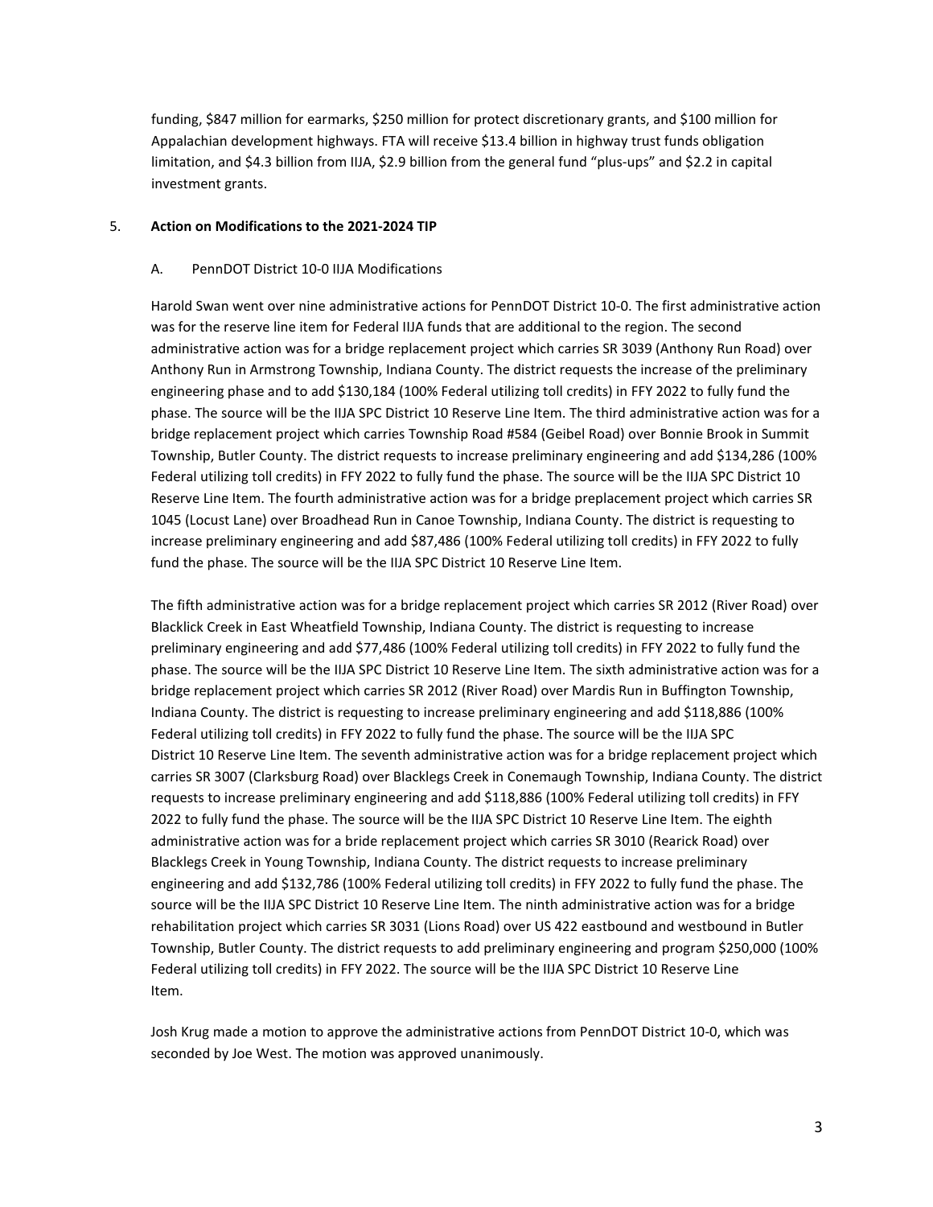funding, $847 million for earmarks, $250 million for protect discretionary grants, and $100 million for Appalachian development highways. FTA will receive $13.4 billion in highway trust funds obligation limitation, and $4.3 billion from IIJA, $2.9 billion from the general fund "plus-ups" and $2.2 in capital investment grants.

5. **Action on Modifications to the 2021-2024 TIP**

   A. PennDOT District 10-0 IIJA Modifications

Harold Swan went over nine administrative actions for PennDOT District 10-0. The first administrative action was for the reserve line item for Federal IIJA funds that are additional to the region. The second administrative action was for a bridge replacement project which carries SR 3039 (Anthony Run Road) over Anthony Run in Armstrong Township, Indiana County. The district requests the increase of the preliminary engineering phase and to add $130,184 (100% Federal utilizing toll credits) in FFY 2022 to fully fund the phase. The source will be the IIJA SPC District 10 Reserve Line Item. The third administrative action was for a bridge replacement project which carries Township Road #584 (Geibel Road) over Bonnie Brook in Summit Township, Butler County. The district requests to increase preliminary engineering and add $134,286 (100% Federal utilizing toll credits) in FFY 2022 to fully fund the phase. The source will be the IIJA SPC District 10 Reserve Line Item. The fourth administrative action was for a bridge preplacement project which carries SR 1045 (Locust Lane) over Broadhead Run in Canoe Township, Indiana County. The district is requesting to increase preliminary engineering and add $87,486 (100% Federal utilizing toll credits) in FFY 2022 to fully fund the phase. The source will be the IIJA SPC District 10 Reserve Line Item.

The fifth administrative action was for a bridge replacement project which carries SR 2012 (River Road) over Blacklick Creek in East Wheatfield Township, Indiana County. The district is requesting to increase preliminary engineering and add $77,486 (100% Federal utilizing toll credits) in FFY 2022 to fully fund the phase. The source will be the IIJA SPC District 10 Reserve Line Item. The sixth administrative action was for a bridge replacement project which carries SR 2012 (River Road) over Mardis Run in Buffington Township, Indiana County. The district is requesting to increase preliminary engineering and add $118,886 (100% Federal utilizing toll credits) in FFY 2022 to fully fund the phase. The source will be the IIJA SPC District 10 Reserve Line Item. The seventh administrative action was for a bridge replacement project which carries SR 3007 (Clarksburg Road) over Blacklegs Creek in Conemaugh Township, Indiana County. The district requests to increase preliminary engineering and add $118,886 (100% Federal utilizing toll credits) in FFY 2022 to fully fund the phase. The source will be the IIJA SPC District 10 Reserve Line Item. The eighth administrative action was for a bride replacement project which carries SR 3010 (Rearick Road) over Blacklegs Creek in Young Township, Indiana County. The district requests to increase preliminary engineering and add $132,786 (100% Federal utilizing toll credits) in FFY 2022 to fully fund the phase. The source will be the IIJA SPC District 10 Reserve Line Item. The ninth administrative action was for a bridge rehabilitation project which carries SR 3031 (Lions Road) over US 422 eastbound and westbound in Butler Township, Butler County. The district requests to add preliminary engineering and program $250,000 (100% Federal utilizing toll credits) in FFY 2022. The source will be the IIJA SPC District 10 Reserve Line Item.

Josh Krug made a motion to approve the administrative actions from PennDOT District 10-0, which was seconded by Joe West. The motion was approved unanimously.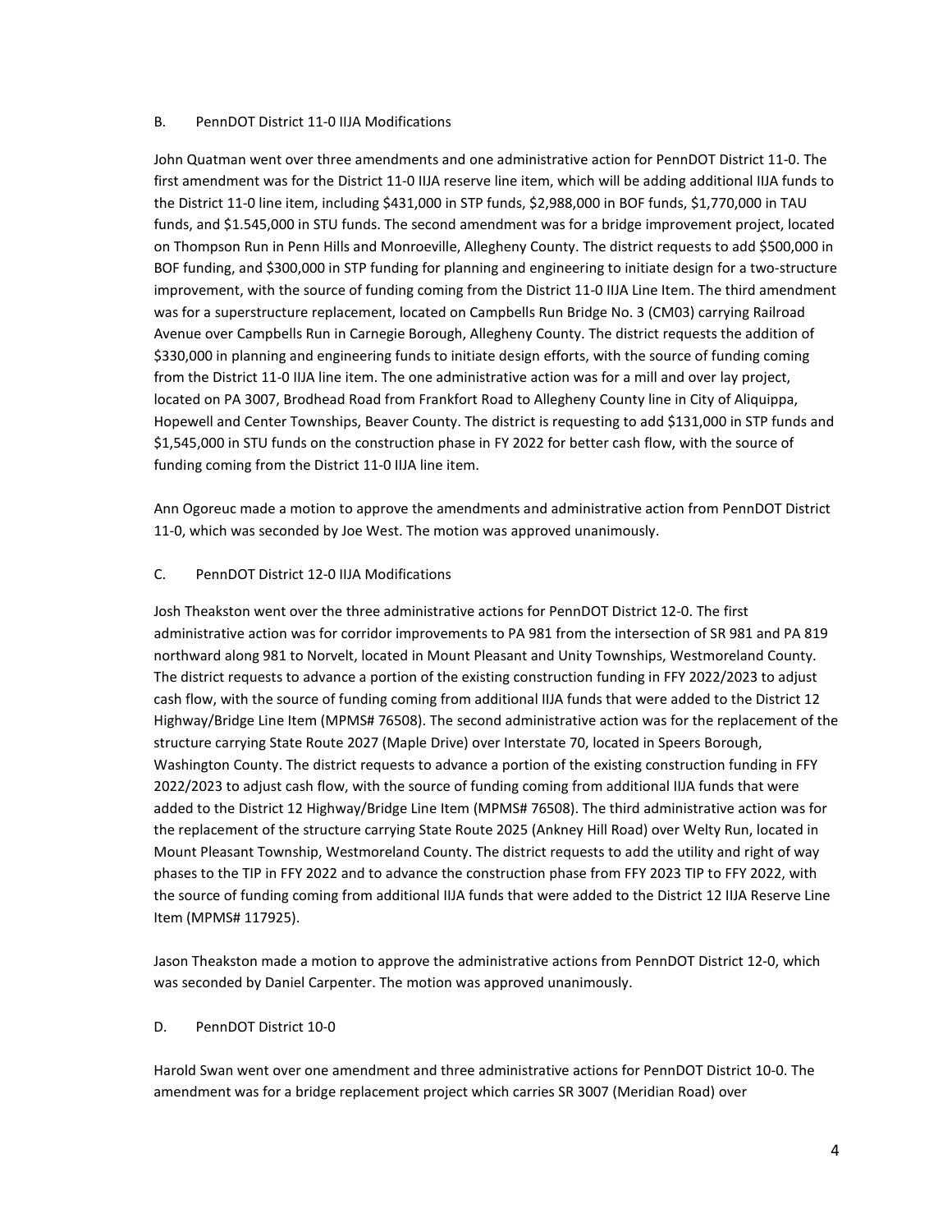B. PennDOT District 11-0 IIJA Modifications

John Quatman went over three amendments and one administrative action for PennDOT District 11-0. The first amendment was for the District 11-0 IIJA reserve line item, which will be adding additional IIJA funds to the District 11-0 line item, including $431,000 in STP funds, $2,988,000 in BOF funds, $1,770,000 in TAU funds, and $1.545,000 in STU funds. The second amendment was for a bridge improvement project, located on Thompson Run in Penn Hills and Monroeville, Allegheny County. The district requests to add $500,000 in BOF funding, and $300,000 in STP funding for planning and engineering to initiate design for a two-structure improvement, with the source of funding coming from the District 11-0 IIJA Line Item. The third amendment was for a superstructure replacement, located on Campbells Run Bridge No. 3 (CM03) carrying Railroad Avenue over Campbells Run in Carnegie Borough, Allegheny County. The district requests the addition of $330,000 in planning and engineering funds to initiate design efforts, with the source of funding coming from the District 11-0 IIJA line item. The one administrative action was for a mill and over lay project, located on PA 3007, Brodhead Road from Frankfort Road to Allegheny County line in City of Aliquippa, Hopewell and Center Townships, Beaver County. The district is requesting to add $131,000 in STP funds and $1,545,000 in STU funds on the construction phase in FY 2022 for better cash flow, with the source of funding coming from the District 11-0 IIJA line item.

Ann Ogoreuc made a motion to approve the amendments and administrative action from PennDOT District 11-0, which was seconded by Joe West. The motion was approved unanimously.

C. PennDOT District 12-0 IIJA Modifications

Josh Theakston went over the three administrative actions for PennDOT District 12-0. The first administrative action was for corridor improvements to PA 981 from the intersection of SR 981 and PA 819 northward along 981 to Norvelt, located in Mount Pleasant and Unity Townships, Westmoreland County. The district requests to advance a portion of the existing construction funding in FFY 2022/2023 to adjust cash flow, with the source of funding coming from additional IIJA funds that were added to the District 12 Highway/Bridge Line Item (MPMS# 76508). The second administrative action was for the replacement of the structure carrying State Route 2027 (Maple Drive) over Interstate 70, located in Speers Borough, Washington County. The district requests to advance a portion of the existing construction funding in FFY 2022/2023 to adjust cash flow, with the source of funding coming from additional IIJA funds that were added to the District 12 Highway/Bridge Line Item (MPMS# 76508). The third administrative action was for the replacement of the structure carrying State Route 2025 (Ankney Hill Road) over Welty Run, located in Mount Pleasant Township, Westmoreland County. The district requests to add the utility and right of way phases to the TIP in FFY 2022 and to advance the construction phase from FFY 2023 TIP to FFY 2022, with the source of funding coming from additional IIJA funds that were added to the District 12 IIJA Reserve Line Item (MPMS# 117925).

Jason Theakston made a motion to approve the administrative actions from PennDOT District 12-0, which was seconded by Daniel Carpenter. The motion was approved unanimously.

D. PennDOT District 10-0

Harold Swan went over one amendment and three administrative actions for PennDOT District 10-0. The amendment was for a bridge replacement project which carries SR 3007 (Meridian Road) over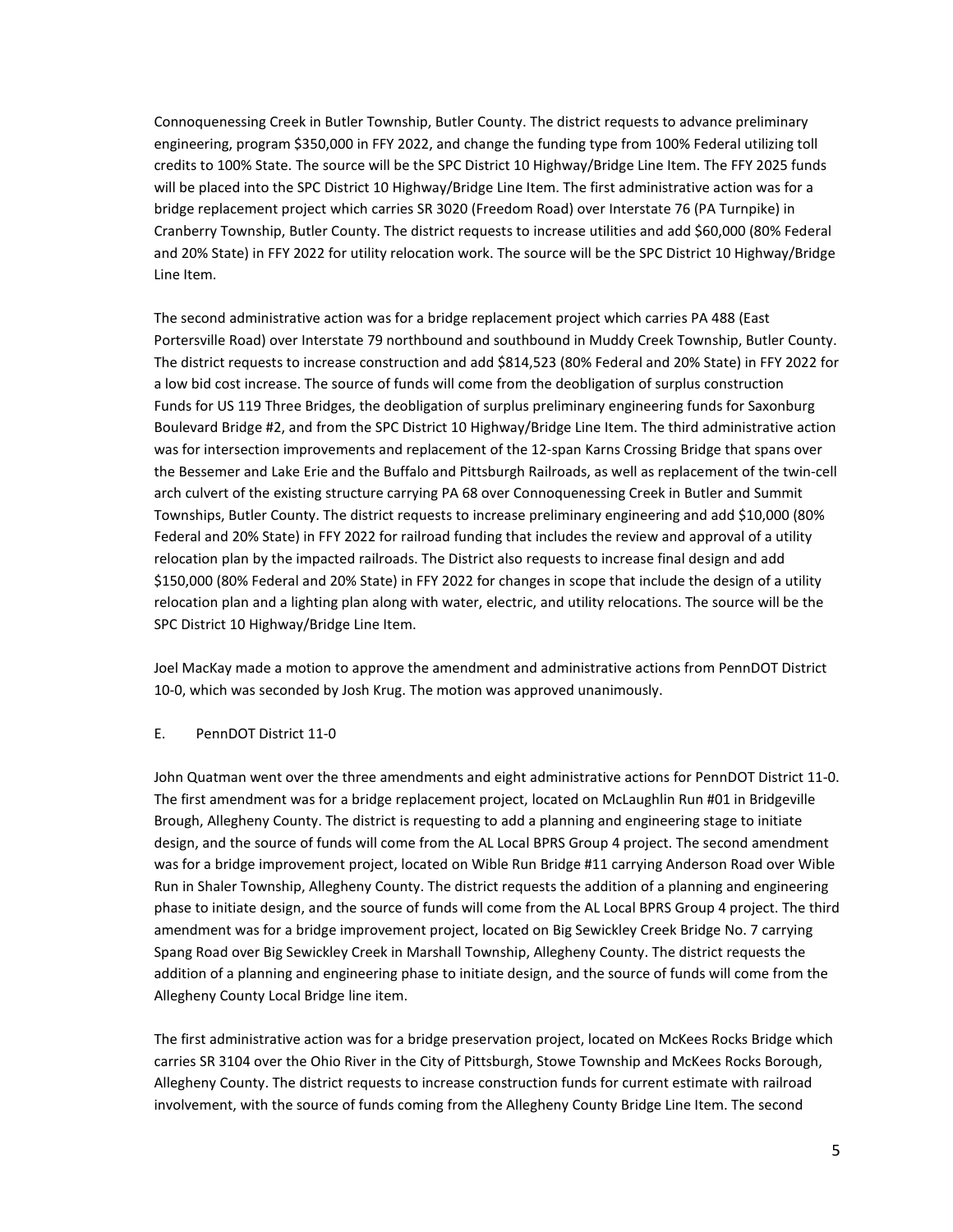Connoquenessing Creek in Butler Township, Butler County. The district requests to advance preliminary engineering, program $350,000 in FFY 2022, and change the funding type from 100% Federal utilizing toll credits to 100% State. The source will be the SPC District 10 Highway/Bridge Line Item. The FFY 2025 funds will be placed into the SPC District 10 Highway/Bridge Line Item. The first administrative action was for a bridge replacement project which carries SR 3020 (Freedom Road) over Interstate 76 (PA Turnpike) in Cranberry Township, Butler County. The district requests to increase utilities and add $60,000 (80% Federal and 20% State) in FFY 2022 for utility relocation work. The source will be the SPC District 10 Highway/Bridge Line Item.

The second administrative action was for a bridge replacement project which carries PA 488 (East Portersville Road) over Interstate 79 northbound and southbound in Muddy Creek Township, Butler County. The district requests to increase construction and add $814,523 (80% Federal and 20% State) in FFY 2022 for a low bid cost increase. The source of funds will come from the deobligation of surplus construction Funds for US 119 Three Bridges, the deobligation of surplus preliminary engineering funds for Saxonburg Boulevard Bridge #2, and from the SPC District 10 Highway/Bridge Line Item. The third administrative action was for intersection improvements and replacement of the 12-span Karns Crossing Bridge that spans over the Bessemer and Lake Erie and the Buffalo and Pittsburgh Railroads, as well as replacement of the twin-cell arch culvert of the existing structure carrying PA 68 over Connoquenessing Creek in Butler and Summit Townships, Butler County. The district requests to increase preliminary engineering and add $10,000 (80% Federal and 20% State) in FFY 2022 for railroad funding that includes the review and approval of a utility relocation plan by the impacted railroads. The District also requests to increase final design and add $150,000 (80% Federal and 20% State) in FFY 2022 for changes in scope that include the design of a utility relocation plan and a lighting plan along with water, electric, and utility relocations. The source will be the SPC District 10 Highway/Bridge Line Item.

Joel MacKay made a motion to approve the amendment and administrative actions from PennDOT District 10-0, which was seconded by Josh Krug. The motion was approved unanimously.

E. PennDOT District 11-0

John Quatman went over the three amendments and eight administrative actions for PennDOT District 11-0. The first amendment was for a bridge replacement project, located on McLaughlin Run #01 in Bridgeville Brough, Allegheny County. The district is requesting to add a planning and engineering stage to initiate design, and the source of funds will come from the AL Local BPRS Group 4 project. The second amendment was for a bridge improvement project, located on Wible Run Bridge #11 carrying Anderson Road over Wible Run in Shaler Township, Allegheny County. The district requests the addition of a planning and engineering phase to initiate design, and the source of funds will come from the AL Local BPRS Group 4 project. The third amendment was for a bridge improvement project, located on Big Sewickley Creek Bridge No. 7 carrying Spang Road over Big Sewickley Creek in Marshall Township, Allegheny County. The district requests the addition of a planning and engineering phase to initiate design, and the source of funds will come from the Allegheny County Local Bridge line item.

The first administrative action was for a bridge preservation project, located on McKees Rocks Bridge which carries SR 3104 over the Ohio River in the City of Pittsburgh, Stowe Township and McKees Rocks Borough, Allegheny County. The district requests to increase construction funds for current estimate with railroad involvement, with the source of funds coming from the Allegheny County Bridge Line Item. The second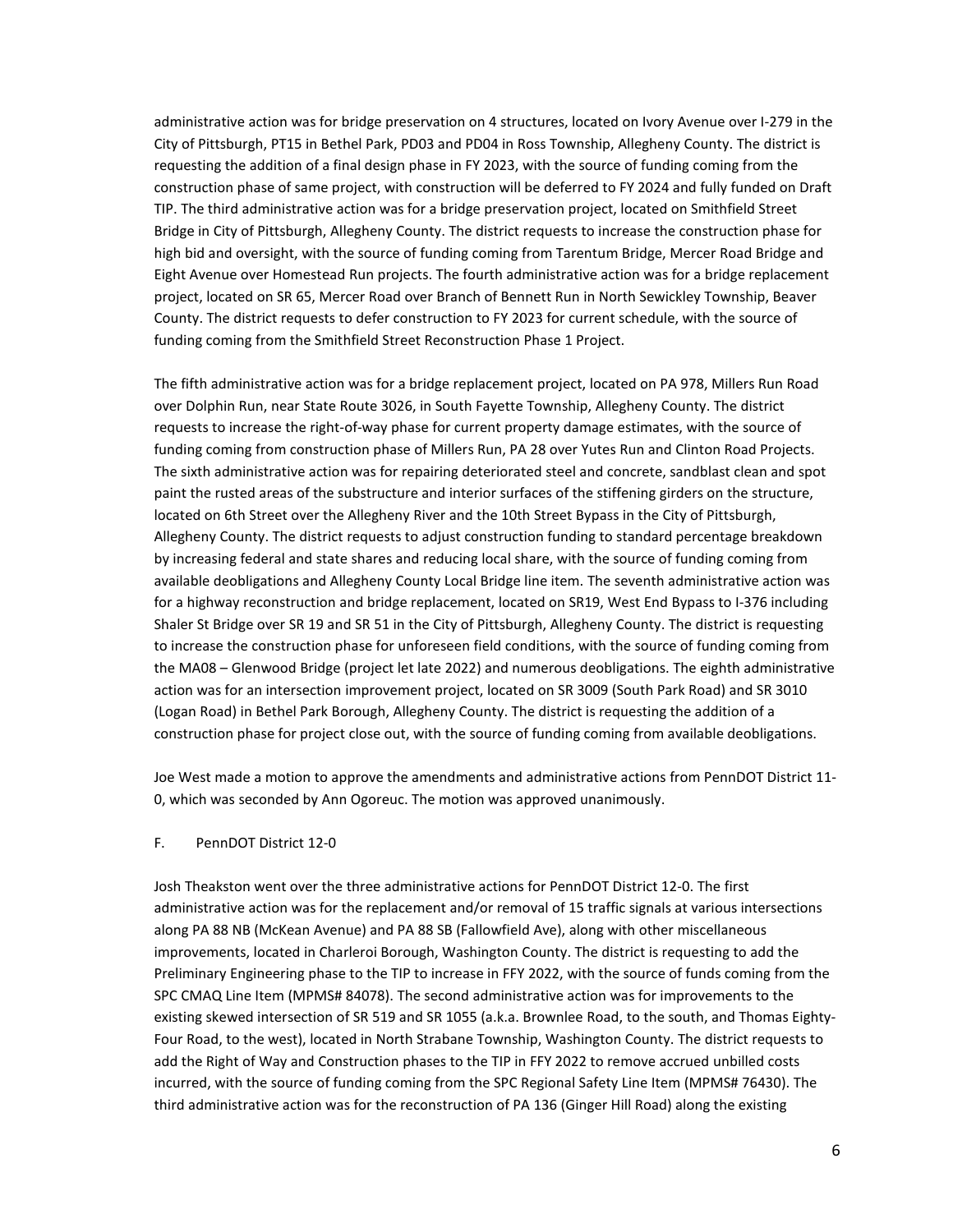administrative action was for bridge preservation on 4 structures, located on Ivory Avenue over I-279 in the City of Pittsburgh, PT15 in Bethel Park, PD03 and PD04 in Ross Township, Allegheny County. The district is requesting the addition of a final design phase in FY 2023, with the source of funding coming from the construction phase of same project, with construction will be deferred to FY 2024 and fully funded on Draft TIP. The third administrative action was for a bridge preservation project, located on Smithfield Street Bridge in City of Pittsburgh, Allegheny County. The district requests to increase the construction phase for high bid and oversight, with the source of funding coming from Tarentum Bridge, Mercer Road Bridge and Eight Avenue over Homestead Run projects. The fourth administrative action was for a bridge replacement project, located on SR 65, Mercer Road over Branch of Bennett Run in North Sewickley Township, Beaver County. The district requests to defer construction to FY 2023 for current schedule, with the source of funding coming from the Smithfield Street Reconstruction Phase 1 Project.

The fifth administrative action was for a bridge replacement project, located on PA 978, Millers Run Road over Dolphin Run, near State Route 3026, in South Fayette Township, Allegheny County. The district requests to increase the right-of-way phase for current property damage estimates, with the source of funding coming from construction phase of Millers Run, PA 28 over Yutes Run and Clinton Road Projects. The sixth administrative action was for repairing deteriorated steel and concrete, sandblast clean and spot paint the rusted areas of the substructure and interior surfaces of the stiffening girders on the structure, located on 6th Street over the Allegheny River and the 10th Street Bypass in the City of Pittsburgh, Allegheny County. The district requests to adjust construction funding to standard percentage breakdown by increasing federal and state shares and reducing local share, with the source of funding coming from available deobligations and Allegheny County Local Bridge line item. The seventh administrative action was for a highway reconstruction and bridge replacement, located on SR19, West End Bypass to I-376 including Shaler St Bridge over SR 19 and SR 51 in the City of Pittsburgh, Allegheny County. The district is requesting to increase the construction phase for unforeseen field conditions, with the source of funding coming from the MA08 – Glenwood Bridge (project let late 2022) and numerous deobligations. The eighth administrative action was for an intersection improvement project, located on SR 3009 (South Park Road) and SR 3010 (Logan Road) in Bethel Park Borough, Allegheny County. The district is requesting the addition of a construction phase for project close out, with the source of funding coming from available deobligations.

Joe West made a motion to approve the amendments and administrative actions from PennDOT District 11-0, which was seconded by Ann Ogoreuc. The motion was approved unanimously.

F. PennDOT District 12-0

Josh Theakston went over the three administrative actions for PennDOT District 12-0. The first administrative action was for the replacement and/or removal of 15 traffic signals at various intersections along PA 88 NB (McKean Avenue) and PA 88 SB (Fallowfield Ave), along with other miscellaneous improvements, located in Charleroi Borough, Washington County. The district is requesting to add the Preliminary Engineering phase to the TIP to increase in FFY 2022, with the source of funds coming from the SPC CMAQ Line Item (MPMS# 84078). The second administrative action was for improvements to the existing skewed intersection of SR 519 and SR 1055 (a.k.a. Brownlee Road, to the south, and Thomas Eighty-Four Road, to the west), located in North Strabane Township, Washington County. The district requests to add the Right of Way and Construction phases to the TIP in FFY 2022 to remove accrued unbilled costs incurred, with the source of funding coming from the SPC Regional Safety Line Item (MPMS# 76430). The third administrative action was for the reconstruction of PA 136 (Ginger Hill Road) along the existing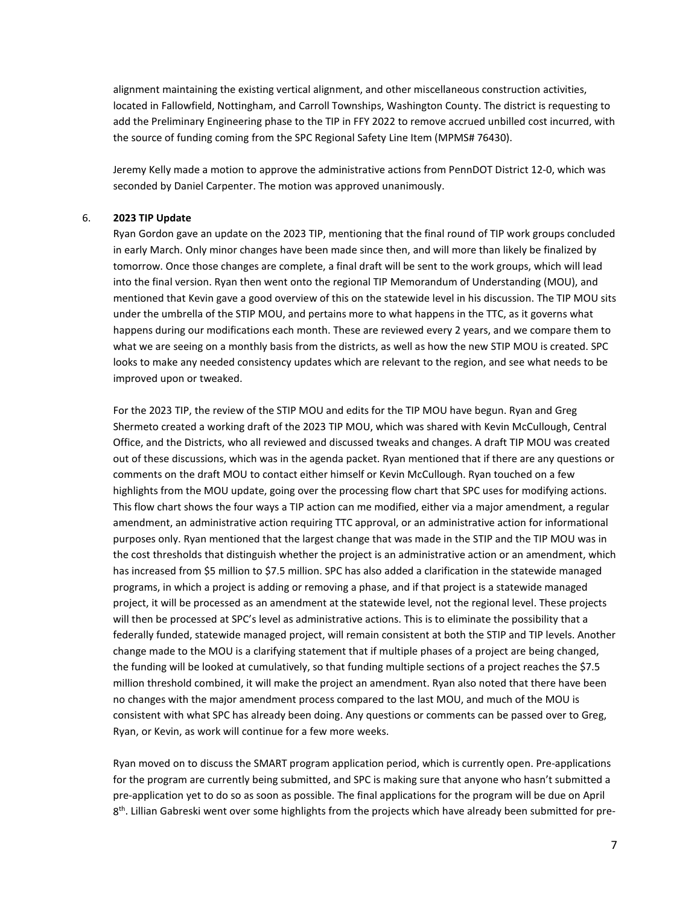alignment maintaining the existing vertical alignment, and other miscellaneous construction activities, located in Fallowfield, Nottingham, and Carroll Townships, Washington County. The district is requesting to add the Preliminary Engineering phase to the TIP in FFY 2022 to remove accrued unbilled cost incurred, with the source of funding coming from the SPC Regional Safety Line Item (MPMS# 76430).

Jeremy Kelly made a motion to approve the administrative actions from PennDOT District 12-0, which was seconded by Daniel Carpenter. The motion was approved unanimously.

6. **2023 TIP Update**

Ryan Gordon gave an update on the 2023 TIP, mentioning that the final round of TIP work groups concluded in early March. Only minor changes have been made since then, and will more than likely be finalized by tomorrow. Once those changes are complete, a final draft will be sent to the work groups, which will lead into the final version. Ryan then went onto the regional TIP Memorandum of Understanding (MOU), and mentioned that Kevin gave a good overview of this on the statewide level in his discussion. The TIP MOU sits under the umbrella of the STIP MOU, and pertains more to what happens in the TTC, as it governs what happens during our modifications each month. These are reviewed every 2 years, and we compare them to what we are seeing on a monthly basis from the districts, as well as how the new STIP MOU is created. SPC looks to make any needed consistency updates which are relevant to the region, and see what needs to be improved upon or tweaked.

For the 2023 TIP, the review of the STIP MOU and edits for the TIP MOU have begun. Ryan and Greg Shermeto created a working draft of the 2023 TIP MOU, which was shared with Kevin McCullough, Central Office, and the Districts, who all reviewed and discussed tweaks and changes. A draft TIP MOU was created out of these discussions, which was in the agenda packet. Ryan mentioned that if there are any questions or comments on the draft MOU to contact either himself or Kevin McCullough. Ryan touched on a few highlights from the MOU update, going over the processing flow chart that SPC uses for modifying actions. This flow chart shows the four ways a TIP action can me modified, either via a major amendment, a regular amendment, an administrative action requiring TTC approval, or an administrative action for informational purposes only. Ryan mentioned that the largest change that was made in the STIP and the TIP MOU was in the cost thresholds that distinguish whether the project is an administrative action or an amendment, which has increased from $5 million to $7.5 million. SPC has also added a clarification in the statewide managed programs, in which a project is adding or removing a phase, and if that project is a statewide managed project, it will be processed as an amendment at the statewide level, not the regional level. These projects will then be processed at SPC's level as administrative actions. This is to eliminate the possibility that a federally funded, statewide managed project, will remain consistent at both the STIP and TIP levels. Another change made to the MOU is a clarifying statement that if multiple phases of a project are being changed, the funding will be looked at cumulatively, so that funding multiple sections of a project reaches the $7.5 million threshold combined, it will make the project an amendment. Ryan also noted that there have been no changes with the major amendment process compared to the last MOU, and much of the MOU is consistent with what SPC has already been doing. Any questions or comments can be passed over to Greg, Ryan, or Kevin, as work will continue for a few more weeks.

Ryan moved on to discuss the SMART program application period, which is currently open. Pre-applications for the program are currently being submitted, and SPC is making sure that anyone who hasn't submitted a pre-application yet to do so as soon as possible. The final applications for the program will be due on April 8th. Lillian Gabreski went over some highlights from the projects which have already been submitted for pre-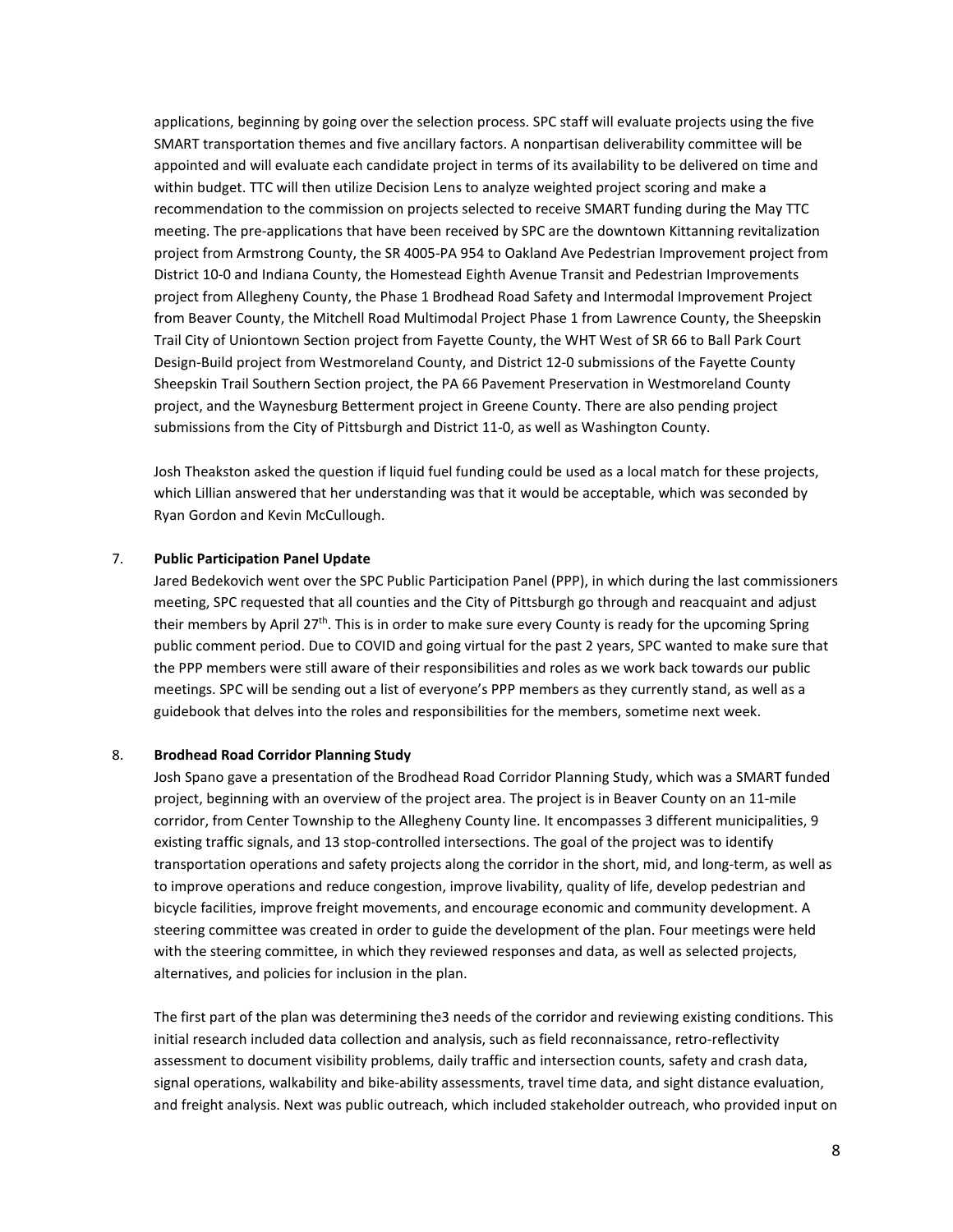applications, beginning by going over the selection process. SPC staff will evaluate projects using the five SMART transportation themes and five ancillary factors. A nonpartisan deliverability committee will be appointed and will evaluate each candidate project in terms of its availability to be delivered on time and within budget. TTC will then utilize Decision Lens to analyze weighted project scoring and make a recommendation to the commission on projects selected to receive SMART funding during the May TTC meeting. The pre-applications that have been received by SPC are the downtown Kittanning revitalization project from Armstrong County, the SR 4005-PA 954 to Oakland Ave Pedestrian Improvement project from District 10-0 and Indiana County, the Homestead Eighth Avenue Transit and Pedestrian Improvements project from Allegheny County, the Phase 1 Brodhead Road Safety and Intermodal Improvement Project from Beaver County, the Mitchell Road Multimodal Project Phase 1 from Lawrence County, the Sheepskin Trail City of Uniontown Section project from Fayette County, the WHT West of SR 66 to Ball Park Court Design-Build project from Westmoreland County, and District 12-0 submissions of the Fayette County Sheepskin Trail Southern Section project, the PA 66 Pavement Preservation in Westmoreland County project, and the Waynesburg Betterment project in Greene County. There are also pending project submissions from the City of Pittsburgh and District 11-0, as well as Washington County.

Josh Theakston asked the question if liquid fuel funding could be used as a local match for these projects, which Lillian answered that her understanding was that it would be acceptable, which was seconded by Ryan Gordon and Kevin McCullough.

7. **Public Participation Panel Update**

Jared Bedekovich went over the SPC Public Participation Panel (PPP), in which during the last commissioners meeting, SPC requested that all counties and the City of Pittsburgh go through and reacquaint and adjust their members by April 27th. This is in order to make sure every County is ready for the upcoming Spring public comment period. Due to COVID and going virtual for the past 2 years, SPC wanted to make sure that the PPP members were still aware of their responsibilities and roles as we work back towards our public meetings. SPC will be sending out a list of everyone's PPP members as they currently stand, as well as a guidebook that delves into the roles and responsibilities for the members, sometime next week.

8. **Brodhead Road Corridor Planning Study**

Josh Spano gave a presentation of the Brodhead Road Corridor Planning Study, which was a SMART funded project, beginning with an overview of the project area. The project is in Beaver County on an 11-mile corridor, from Center Township to the Allegheny County line. It encompasses 3 different municipalities, 9 existing traffic signals, and 13 stop-controlled intersections. The goal of the project was to identify transportation operations and safety projects along the corridor in the short, mid, and long-term, as well as to improve operations and reduce congestion, improve livability, quality of life, develop pedestrian and bicycle facilities, improve freight movements, and encourage economic and community development. A steering committee was created in order to guide the development of the plan. Four meetings were held with the steering committee, in which they reviewed responses and data, as well as selected projects, alternatives, and policies for inclusion in the plan.

The first part of the plan was determining the3 needs of the corridor and reviewing existing conditions. This initial research included data collection and analysis, such as field reconnaissance, retro-reflectivity assessment to document visibility problems, daily traffic and intersection counts, safety and crash data, signal operations, walkability and bike-ability assessments, travel time data, and sight distance evaluation, and freight analysis. Next was public outreach, which included stakeholder outreach, who provided input on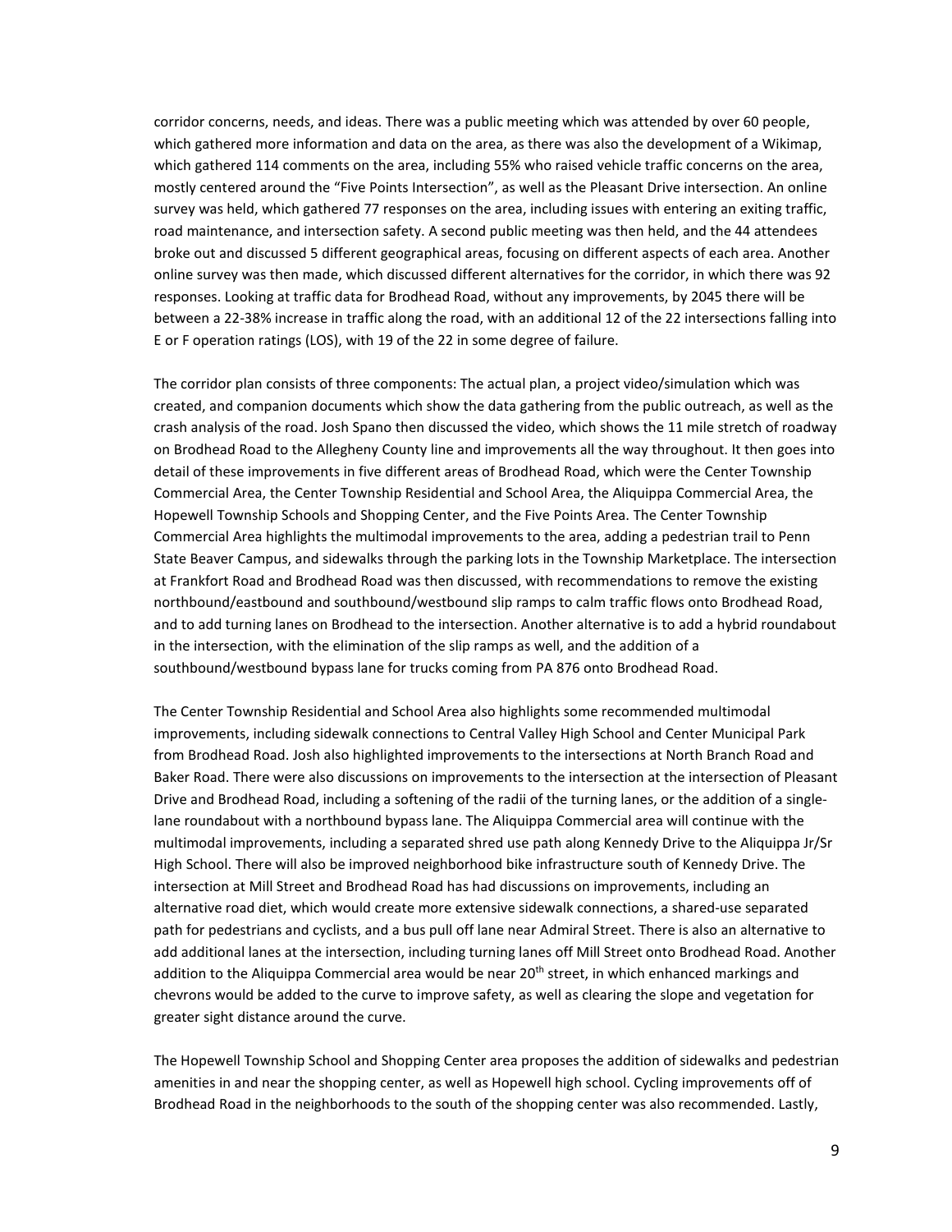corridor concerns, needs, and ideas. There was a public meeting which was attended by over 60 people, which gathered more information and data on the area, as there was also the development of a Wikimap, which gathered 114 comments on the area, including 55% who raised vehicle traffic concerns on the area, mostly centered around the "Five Points Intersection", as well as the Pleasant Drive intersection. An online survey was held, which gathered 77 responses on the area, including issues with entering an exiting traffic, road maintenance, and intersection safety. A second public meeting was then held, and the 44 attendees broke out and discussed 5 different geographical areas, focusing on different aspects of each area. Another online survey was then made, which discussed different alternatives for the corridor, in which there was 92 responses. Looking at traffic data for Brodhead Road, without any improvements, by 2045 there will be between a 22-38% increase in traffic along the road, with an additional 12 of the 22 intersections falling into E or F operation ratings (LOS), with 19 of the 22 in some degree of failure.

The corridor plan consists of three components: The actual plan, a project video/simulation which was created, and companion documents which show the data gathering from the public outreach, as well as the crash analysis of the road. Josh Spano then discussed the video, which shows the 11 mile stretch of roadway on Brodhead Road to the Allegheny County line and improvements all the way throughout. It then goes into detail of these improvements in five different areas of Brodhead Road, which were the Center Township Commercial Area, the Center Township Residential and School Area, the Aliquippa Commercial Area, the Hopewell Township Schools and Shopping Center, and the Five Points Area. The Center Township Commercial Area highlights the multimodal improvements to the area, adding a pedestrian trail to Penn State Beaver Campus, and sidewalks through the parking lots in the Township Marketplace. The intersection at Frankfort Road and Brodhead Road was then discussed, with recommendations to remove the existing northbound/eastbound and southbound/westbound slip ramps to calm traffic flows onto Brodhead Road, and to add turning lanes on Brodhead to the intersection. Another alternative is to add a hybrid roundabout in the intersection, with the elimination of the slip ramps as well, and the addition of a southbound/westbound bypass lane for trucks coming from PA 876 onto Brodhead Road.

The Center Township Residential and School Area also highlights some recommended multimodal improvements, including sidewalk connections to Central Valley High School and Center Municipal Park from Brodhead Road. Josh also highlighted improvements to the intersections at North Branch Road and Baker Road. There were also discussions on improvements to the intersection at the intersection of Pleasant Drive and Brodhead Road, including a softening of the radii of the turning lanes, or the addition of a single-lane roundabout with a northbound bypass lane. The Aliquippa Commercial area will continue with the multimodal improvements, including a separated shred use path along Kennedy Drive to the Aliquippa Jr/Sr High School. There will also be improved neighborhood bike infrastructure south of Kennedy Drive. The intersection at Mill Street and Brodhead Road has had discussions on improvements, including an alternative road diet, which would create more extensive sidewalk connections, a shared-use separated path for pedestrians and cyclists, and a bus pull off lane near Admiral Street. There is also an alternative to add additional lanes at the intersection, including turning lanes off Mill Street onto Brodhead Road. Another addition to the Aliquippa Commercial area would be near 20th street, in which enhanced markings and chevrons would be added to the curve to improve safety, as well as clearing the slope and vegetation for greater sight distance around the curve.

The Hopewell Township School and Shopping Center area proposes the addition of sidewalks and pedestrian amenities in and near the shopping center, as well as Hopewell high school. Cycling improvements off of Brodhead Road in the neighborhoods to the south of the shopping center was also recommended. Lastly,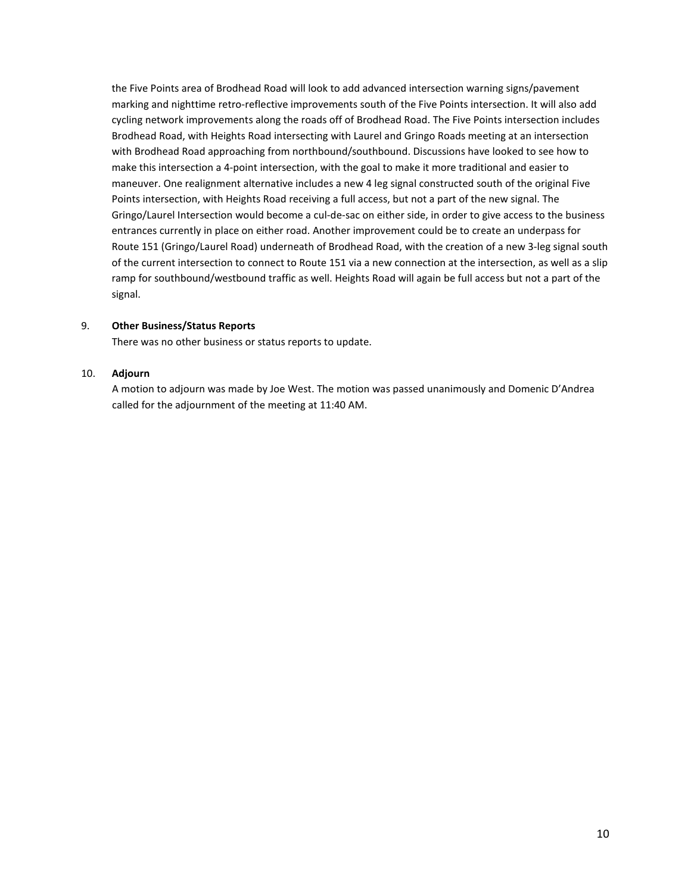the Five Points area of Brodhead Road will look to add advanced intersection warning signs/pavement marking and nighttime retro-reflective improvements south of the Five Points intersection. It will also add cycling network improvements along the roads off of Brodhead Road. The Five Points intersection includes Brodhead Road, with Heights Road intersecting with Laurel and Gringo Roads meeting at an intersection with Brodhead Road approaching from northbound/southbound. Discussions have looked to see how to make this intersection a 4-point intersection, with the goal to make it more traditional and easier to maneuver. One realignment alternative includes a new 4 leg signal constructed south of the original Five Points intersection, with Heights Road receiving a full access, but not a part of the new signal. The Gringo/Laurel Intersection would become a cul-de-sac on either side, in order to give access to the business entrances currently in place on either road. Another improvement could be to create an underpass for Route 151 (Gringo/Laurel Road) underneath of Brodhead Road, with the creation of a new 3-leg signal south of the current intersection to connect to Route 151 via a new connection at the intersection, as well as a slip ramp for southbound/westbound traffic as well. Heights Road will again be full access but not a part of the signal.

9. **Other Business/Status Reports**

   There was no other business or status reports to update.

10. **Adjourn**

    A motion to adjourn was made by Joe West. The motion was passed unanimously and Domenic D'Andrea called for the adjournment of the meeting at 11:40 AM.